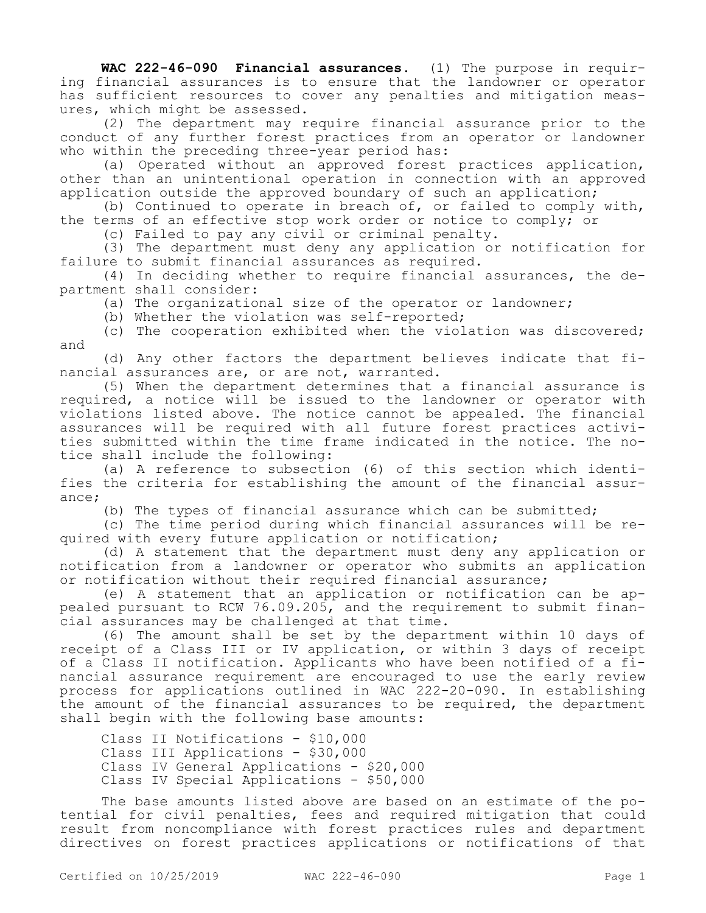**WAC 222-46-090 Financial assurances.** (1) The purpose in requiring financial assurances is to ensure that the landowner or operator has sufficient resources to cover any penalties and mitigation measures, which might be assessed.

(2) The department may require financial assurance prior to the conduct of any further forest practices from an operator or landowner who within the preceding three-year period has:

(a) Operated without an approved forest practices application, other than an unintentional operation in connection with an approved application outside the approved boundary of such an application;

(b) Continued to operate in breach of, or failed to comply with, the terms of an effective stop work order or notice to comply; or

(c) Failed to pay any civil or criminal penalty.

(3) The department must deny any application or notification for failure to submit financial assurances as required.

(4) In deciding whether to require financial assurances, the department shall consider:

(a) The organizational size of the operator or landowner;

(b) Whether the violation was self-reported;

(c) The cooperation exhibited when the violation was discovered; and

(d) Any other factors the department believes indicate that financial assurances are, or are not, warranted.

(5) When the department determines that a financial assurance is required, a notice will be issued to the landowner or operator with violations listed above. The notice cannot be appealed. The financial assurances will be required with all future forest practices activities submitted within the time frame indicated in the notice. The notice shall include the following:

(a) A reference to subsection (6) of this section which identifies the criteria for establishing the amount of the financial assurance;

(b) The types of financial assurance which can be submitted;

(c) The time period during which financial assurances will be required with every future application or notification;

(d) A statement that the department must deny any application or notification from a landowner or operator who submits an application or notification without their required financial assurance;

(e) A statement that an application or notification can be appealed pursuant to RCW 76.09.205, and the requirement to submit financial assurances may be challenged at that time.

(6) The amount shall be set by the department within 10 days of receipt of a Class III or IV application, or within 3 days of receipt of a Class II notification. Applicants who have been notified of a financial assurance requirement are encouraged to use the early review process for applications outlined in WAC 222-20-090. In establishing the amount of the financial assurances to be required, the department shall begin with the following base amounts:

Class II Notifications - $10,000
Class III Applications - $30,000
Class IV General Applications - $20,000
Class IV Special Applications - $50,000

The base amounts listed above are based on an estimate of the potential for civil penalties, fees and required mitigation that could result from noncompliance with forest practices rules and department directives on forest practices applications or notifications of that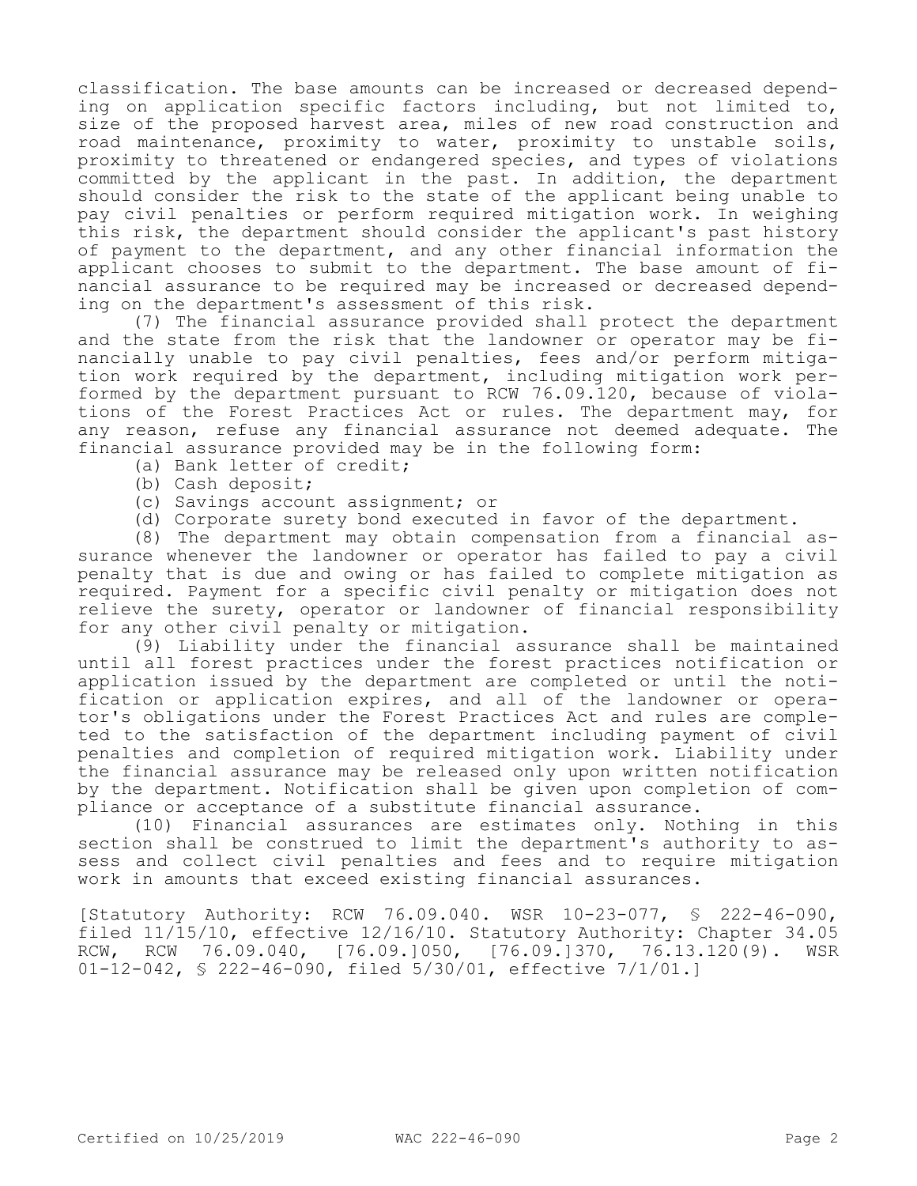classification. The base amounts can be increased or decreased depending on application specific factors including, but not limited to, size of the proposed harvest area, miles of new road construction and road maintenance, proximity to water, proximity to unstable soils, proximity to threatened or endangered species, and types of violations committed by the applicant in the past. In addition, the department should consider the risk to the state of the applicant being unable to pay civil penalties or perform required mitigation work. In weighing this risk, the department should consider the applicant's past history of payment to the department, and any other financial information the applicant chooses to submit to the department. The base amount of financial assurance to be required may be increased or decreased depending on the department's assessment of this risk.

(7) The financial assurance provided shall protect the department and the state from the risk that the landowner or operator may be financially unable to pay civil penalties, fees and/or perform mitigation work required by the department, including mitigation work performed by the department pursuant to RCW 76.09.120, because of violations of the Forest Practices Act or rules. The department may, for any reason, refuse any financial assurance not deemed adequate. The financial assurance provided may be in the following form:

(a) Bank letter of credit;

(b) Cash deposit;

(c) Savings account assignment; or

(d) Corporate surety bond executed in favor of the department.

(8) The department may obtain compensation from a financial assurance whenever the landowner or operator has failed to pay a civil penalty that is due and owing or has failed to complete mitigation as required. Payment for a specific civil penalty or mitigation does not relieve the surety, operator or landowner of financial responsibility for any other civil penalty or mitigation.

(9) Liability under the financial assurance shall be maintained until all forest practices under the forest practices notification or application issued by the department are completed or until the notification or application expires, and all of the landowner or operator's obligations under the Forest Practices Act and rules are completed to the satisfaction of the department including payment of civil penalties and completion of required mitigation work. Liability under the financial assurance may be released only upon written notification by the department. Notification shall be given upon completion of compliance or acceptance of a substitute financial assurance.

(10) Financial assurances are estimates only. Nothing in this section shall be construed to limit the department's authority to assess and collect civil penalties and fees and to require mitigation work in amounts that exceed existing financial assurances.

[Statutory Authority: RCW 76.09.040. WSR 10-23-077, § 222-46-090, filed 11/15/10, effective 12/16/10. Statutory Authority: Chapter 34.05 RCW, RCW 76.09.040, [76.09.]050, [76.09.]370, 76.13.120(9). WSR 01-12-042, § 222-46-090, filed 5/30/01, effective 7/1/01.]